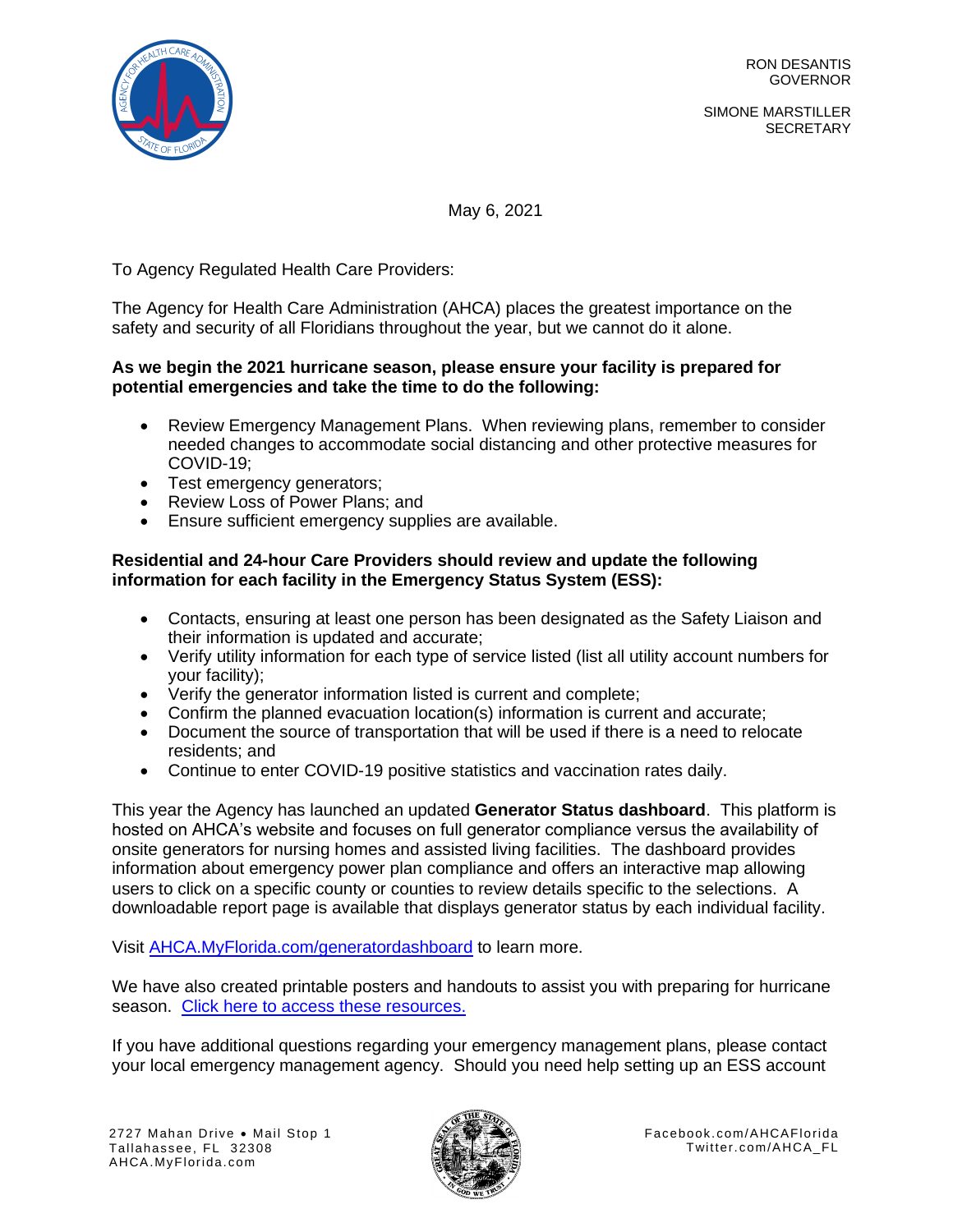RON DESANTIS
GOVERNOR

SIMONE MARSTILLER
SECRETARY

May 6, 2021

To Agency Regulated Health Care Providers:

The Agency for Health Care Administration (AHCA) places the greatest importance on the safety and security of all Floridians throughout the year, but we cannot do it alone.

**As we begin the 2021 hurricane season, please ensure your facility is prepared for potential emergencies and take the time to do the following:**

- Review Emergency Management Plans. When reviewing plans, remember to consider needed changes to accommodate social distancing and other protective measures for COVID-19;
- Test emergency generators;
- Review Loss of Power Plans; and
- Ensure sufficient emergency supplies are available.

**Residential and 24-hour Care Providers should review and update the following information for each facility in the Emergency Status System (ESS):**

- Contacts, ensuring at least one person has been designated as the Safety Liaison and their information is updated and accurate;
- Verify utility information for each type of service listed (list all utility account numbers for your facility);
- Verify the generator information listed is current and complete;
- Confirm the planned evacuation location(s) information is current and accurate;
- Document the source of transportation that will be used if there is a need to relocate residents; and
- Continue to enter COVID-19 positive statistics and vaccination rates daily.

This year the Agency has launched an updated **Generator Status dashboard**. This platform is hosted on AHCA's website and focuses on full generator compliance versus the availability of onsite generators for nursing homes and assisted living facilities. The dashboard provides information about emergency power plan compliance and offers an interactive map allowing users to click on a specific county or counties to review details specific to the selections. A downloadable report page is available that displays generator status by each individual facility.

Visit AHCA.MyFlorida.com/generatordashboard to learn more.

We have also created printable posters and handouts to assist you with preparing for hurricane season. Click here to access these resources.

If you have additional questions regarding your emergency management plans, please contact your local emergency management agency. Should you need help setting up an ESS account

2727 Mahan Drive • Mail Stop 1
Tallahassee, FL 32308
AHCA.MyFlorida.com

Facebook.com/AHCAFlorida
Twitter.com/AHCA_FL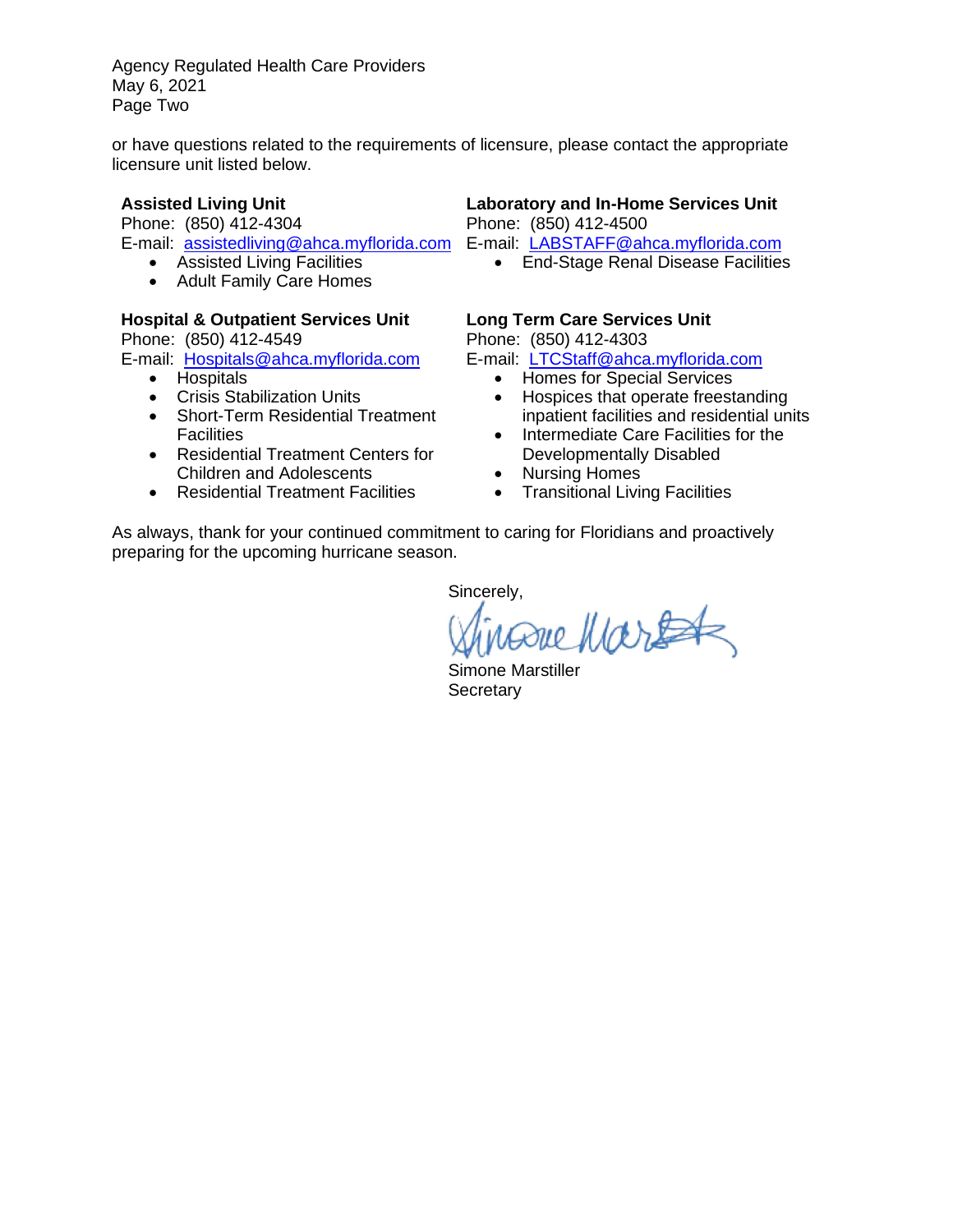or have questions related to the requirements of licensure, please contact the appropriate licensure unit listed below.

**Assisted Living Unit**
Phone: (850) 412-4304
E-mail: assistedliving@ahca.myflorida.com

- Assisted Living Facilities
- Adult Family Care Homes

**Hospital & Outpatient Services Unit**
Phone: (850) 412-4549
E-mail: Hospitals@ahca.myflorida.com

- Hospitals
- Crisis Stabilization Units
- Short-Term Residential Treatment Facilities
- Residential Treatment Centers for Children and Adolescents
- Residential Treatment Facilities

**Laboratory and In-Home Services Unit**
Phone: (850) 412-4500
E-mail: LABSTAFF@ahca.myflorida.com

- End-Stage Renal Disease Facilities

**Long Term Care Services Unit**
Phone: (850) 412-4303
E-mail: LTCStaff@ahca.myflorida.com

- Homes for Special Services
- Hospices that operate freestanding inpatient facilities and residential units
- Intermediate Care Facilities for the Developmentally Disabled
- Nursing Homes
- Transitional Living Facilities

As always, thank for your continued commitment to caring for Floridians and proactively preparing for the upcoming hurricane season.

Sincerely,

Simone Marstiller
Secretary